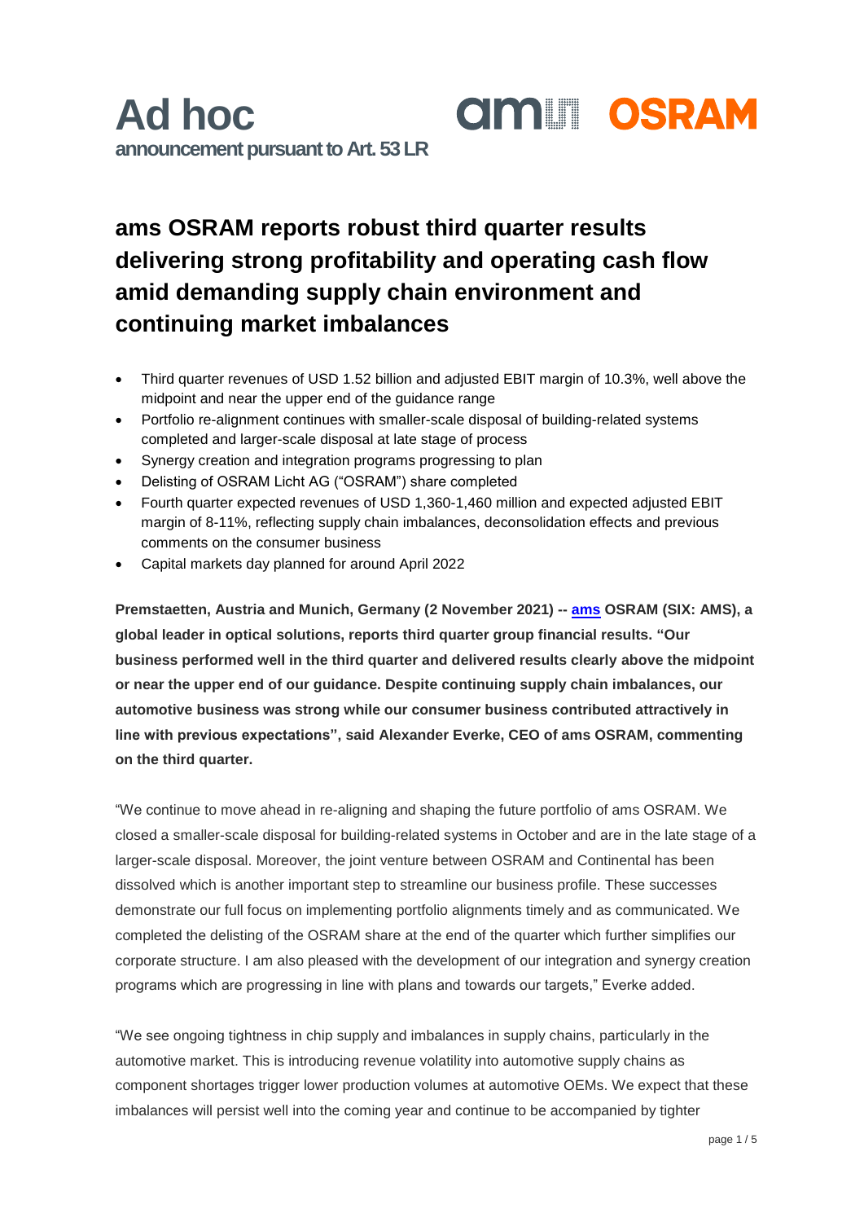# Ad hoc

**announcement pursuant to Art. 53 LR**

## ams OSRAM reports robust third quarter results delivering strong profitability and operating cash flow amid demanding supply chain environment and continuing market imbalances

- Third quarter revenues of USD 1.52 billion and adjusted EBIT margin of 10.3%, well above the midpoint and near the upper end of the guidance range
- Portfolio re-alignment continues with smaller-scale disposal of building-related systems completed and larger-scale disposal at late stage of process
- Synergy creation and integration programs progressing to plan
- Delisting of OSRAM Licht AG ("OSRAM") share completed
- Fourth quarter expected revenues of USD 1,360-1,460 million and expected adjusted EBIT margin of 8-11%, reflecting supply chain imbalances, deconsolidation effects and previous comments on the consumer business
- Capital markets day planned for around April 2022

**Premstaetten, Austria and Munich, Germany (2 November 2021) -- ams OSRAM (SIX: AMS), a global leader in optical solutions, reports third quarter group financial results. "Our business performed well in the third quarter and delivered results clearly above the midpoint or near the upper end of our guidance. Despite continuing supply chain imbalances, our automotive business was strong while our consumer business contributed attractively in line with previous expectations", said Alexander Everke, CEO of ams OSRAM, commenting on the third quarter.**

"We continue to move ahead in re-aligning and shaping the future portfolio of ams OSRAM. We closed a smaller-scale disposal for building-related systems in October and are in the late stage of a larger-scale disposal. Moreover, the joint venture between OSRAM and Continental has been dissolved which is another important step to streamline our business profile. These successes demonstrate our full focus on implementing portfolio alignments timely and as communicated. We completed the delisting of the OSRAM share at the end of the quarter which further simplifies our corporate structure. I am also pleased with the development of our integration and synergy creation programs which are progressing in line with plans and towards our targets," Everke added.

"We see ongoing tightness in chip supply and imbalances in supply chains, particularly in the automotive market. This is introducing revenue volatility into automotive supply chains as component shortages trigger lower production volumes at automotive OEMs. We expect that these imbalances will persist well into the coming year and continue to be accompanied by tighter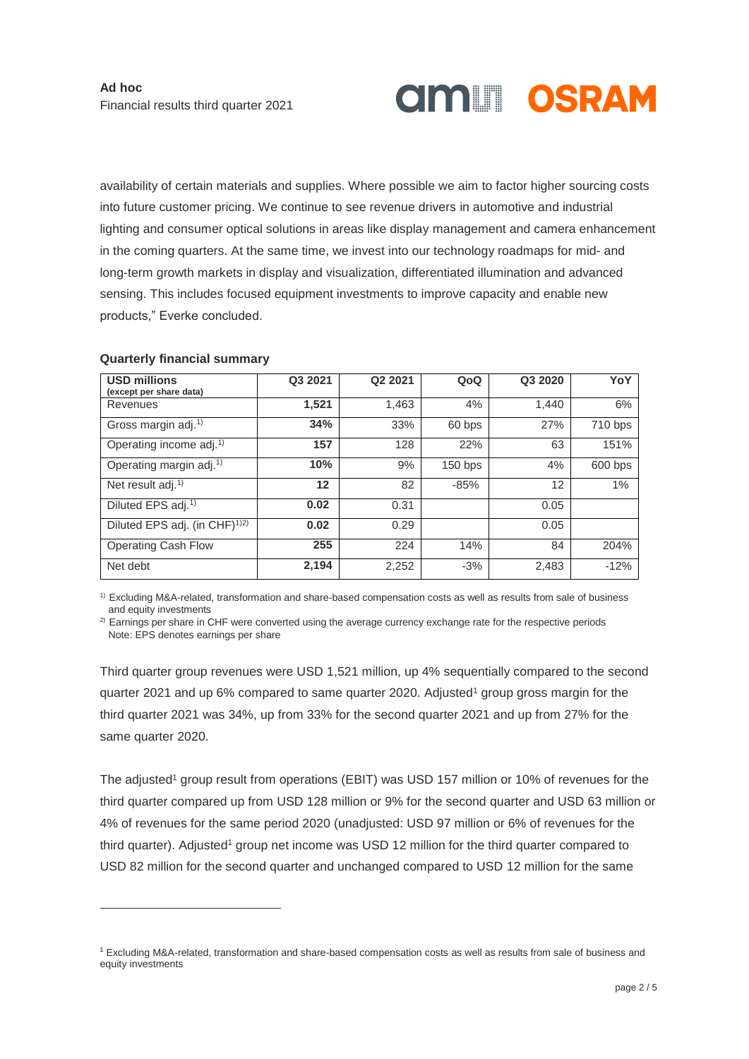availability of certain materials and supplies. Where possible we aim to factor higher sourcing costs into future customer pricing. We continue to see revenue drivers in automotive and industrial lighting and consumer optical solutions in areas like display management and camera enhancement in the coming quarters. At the same time, we invest into our technology roadmaps for mid- and long-term growth markets in display and visualization, differentiated illumination and advanced sensing. This includes focused equipment investments to improve capacity and enable new products," Everke concluded.

**Quarterly financial summary**

| **USD millions** (except per share data) | **Q3 2021** | **Q2 2021** | **QoQ** | **Q3 2020** | **YoY** |
|---|---|---|---|---|---|
| Revenues | **1,521** | 1,463 | 4% | 1,440 | 6% |
| Gross margin adj.[1)] | **34%** | 33% | 60 bps | 27% | 710 bps |
| Operating income adj.[1)] | **157** | 128 | 22% | 63 | 151% |
| Operating margin adj.[1)] | **10%** | 9% | 150 bps | 4% | 600 bps |
| Net result adj.[1)] | **12** | 82 | -85% | 12 | 1% |
| Diluted EPS adj.[1)] | **0.02** | 0.31 | | 0.05 | |
| Diluted EPS adj. (in CHF)[1)2)] | **0.02** | 0.29 | | 0.05 | |
| Operating Cash Flow | **255** | 224 | 14% | 84 | 204% |
| Net debt | **2,194** | 2,252 | -3% | 2,483 | -12% |

[1)] Excluding M&A-related, transformation and share-based compensation costs as well as results from sale of business and equity investments

[2)] Earnings per share in CHF were converted using the average currency exchange rate for the respective periods
Note: EPS denotes earnings per share

Third quarter group revenues were USD 1,521 million, up 4% sequentially compared to the second quarter 2021 and up 6% compared to same quarter 2020. Adjusted[1] group gross margin for the third quarter 2021 was 34%, up from 33% for the second quarter 2021 and up from 27% for the same quarter 2020.

The adjusted[1] group result from operations (EBIT) was USD 157 million or 10% of revenues for the third quarter compared up from USD 128 million or 9% for the second quarter and USD 63 million or 4% of revenues for the same period 2020 (unadjusted: USD 97 million or 6% of revenues for the third quarter). Adjusted[1] group net income was USD 12 million for the third quarter compared to USD 82 million for the second quarter and unchanged compared to USD 12 million for the same

[1] Excluding M&A-related, transformation and share-based compensation costs as well as results from sale of business and equity investments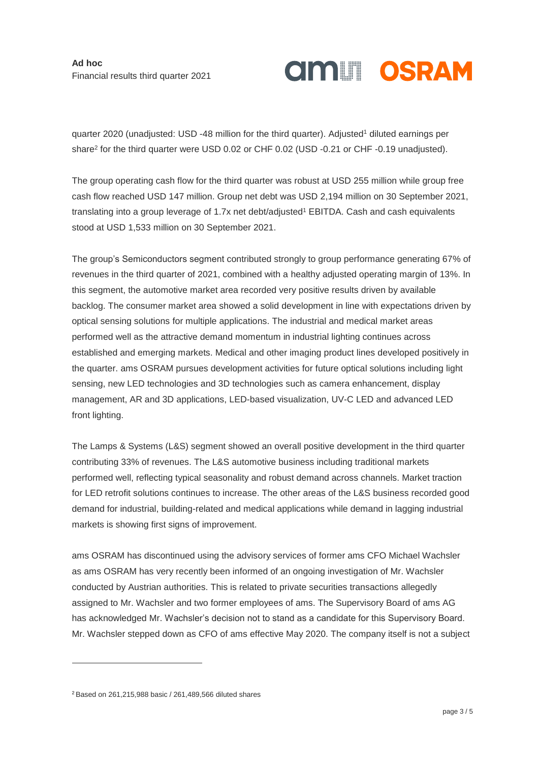quarter 2020 (unadjusted: USD -48 million for the third quarter). Adjusted[1] diluted earnings per share[2] for the third quarter were USD 0.02 or CHF 0.02 (USD -0.21 or CHF -0.19 unadjusted).

The group operating cash flow for the third quarter was robust at USD 255 million while group free cash flow reached USD 147 million. Group net debt was USD 2,194 million on 30 September 2021, translating into a group leverage of 1.7x net debt/adjusted[1] EBITDA. Cash and cash equivalents stood at USD 1,533 million on 30 September 2021.

The group's Semiconductors segment contributed strongly to group performance generating 67% of revenues in the third quarter of 2021, combined with a healthy adjusted operating margin of 13%. In this segment, the automotive market area recorded very positive results driven by available backlog. The consumer market area showed a solid development in line with expectations driven by optical sensing solutions for multiple applications. The industrial and medical market areas performed well as the attractive demand momentum in industrial lighting continues across established and emerging markets. Medical and other imaging product lines developed positively in the quarter. ams OSRAM pursues development activities for future optical solutions including light sensing, new LED technologies and 3D technologies such as camera enhancement, display management, AR and 3D applications, LED-based visualization, UV-C LED and advanced LED front lighting.

The Lamps & Systems (L&S) segment showed an overall positive development in the third quarter contributing 33% of revenues. The L&S automotive business including traditional markets performed well, reflecting typical seasonality and robust demand across channels. Market traction for LED retrofit solutions continues to increase. The other areas of the L&S business recorded good demand for industrial, building-related and medical applications while demand in lagging industrial markets is showing first signs of improvement.

ams OSRAM has discontinued using the advisory services of former ams CFO Michael Wachsler as ams OSRAM has very recently been informed of an ongoing investigation of Mr. Wachsler conducted by Austrian authorities. This is related to private securities transactions allegedly assigned to Mr. Wachsler and two former employees of ams. The Supervisory Board of ams AG has acknowledged Mr. Wachsler's decision not to stand as a candidate for this Supervisory Board. Mr. Wachsler stepped down as CFO of ams effective May 2020. The company itself is not a subject

---

[2] Based on 261,215,988 basic / 261,489,566 diluted shares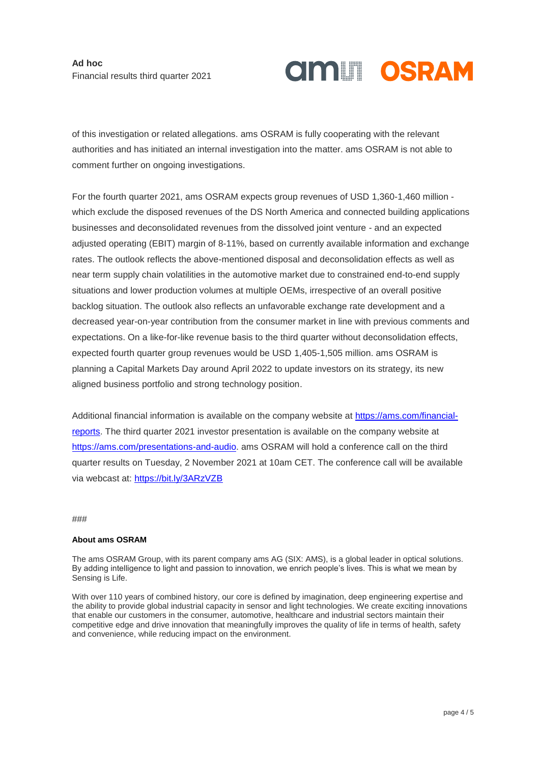of this investigation or related allegations. ams OSRAM is fully cooperating with the relevant authorities and has initiated an internal investigation into the matter. ams OSRAM is not able to comment further on ongoing investigations.

For the fourth quarter 2021, ams OSRAM expects group revenues of USD 1,360-1,460 million - which exclude the disposed revenues of the DS North America and connected building applications businesses and deconsolidated revenues from the dissolved joint venture - and an expected adjusted operating (EBIT) margin of 8-11%, based on currently available information and exchange rates. The outlook reflects the above-mentioned disposal and deconsolidation effects as well as near term supply chain volatilities in the automotive market due to constrained end-to-end supply situations and lower production volumes at multiple OEMs, irrespective of an overall positive backlog situation. The outlook also reflects an unfavorable exchange rate development and a decreased year-on-year contribution from the consumer market in line with previous comments and expectations. On a like-for-like revenue basis to the third quarter without deconsolidation effects, expected fourth quarter group revenues would be USD 1,405-1,505 million. ams OSRAM is planning a Capital Markets Day around April 2022 to update investors on its strategy, its new aligned business portfolio and strong technology position.

Additional financial information is available on the company website at [https://ams.com/financial-reports](https://ams.com/financial-reports). The third quarter 2021 investor presentation is available on the company website at [https://ams.com/presentations-and-audio](https://ams.com/presentations-and-audio). ams OSRAM will hold a conference call on the third quarter results on Tuesday, 2 November 2021 at 10am CET. The conference call will be available via webcast at: [https://bit.ly/3ARzVZB](https://bit.ly/3ARzVZB)

###

**About ams OSRAM**

The ams OSRAM Group, with its parent company ams AG (SIX: AMS), is a global leader in optical solutions. By adding intelligence to light and passion to innovation, we enrich people's lives. This is what we mean by Sensing is Life.

With over 110 years of combined history, our core is defined by imagination, deep engineering expertise and the ability to provide global industrial capacity in sensor and light technologies. We create exciting innovations that enable our customers in the consumer, automotive, healthcare and industrial sectors maintain their competitive edge and drive innovation that meaningfully improves the quality of life in terms of health, safety and convenience, while reducing impact on the environment.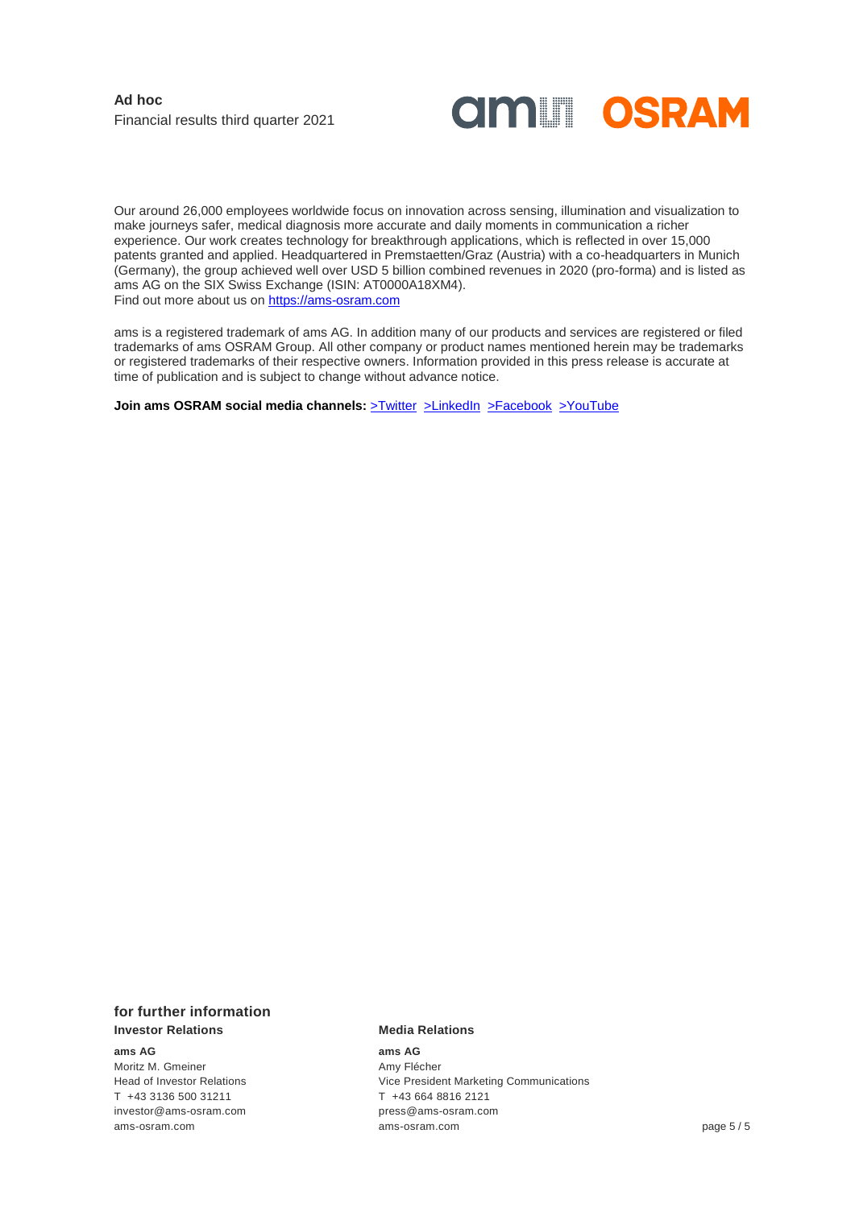Our around 26,000 employees worldwide focus on innovation across sensing, illumination and visualization to make journeys safer, medical diagnosis more accurate and daily moments in communication a richer experience. Our work creates technology for breakthrough applications, which is reflected in over 15,000 patents granted and applied. Headquartered in Premstaetten/Graz (Austria) with a co-headquarters in Munich (Germany), the group achieved well over USD 5 billion combined revenues in 2020 (pro-forma) and is listed as ams AG on the SIX Swiss Exchange (ISIN: AT0000A18XM4).
Find out more about us on https://ams-osram.com

ams is a registered trademark of ams AG. In addition many of our products and services are registered or filed trademarks of ams OSRAM Group. All other company or product names mentioned herein may be trademarks or registered trademarks of their respective owners. Information provided in this press release is accurate at time of publication and is subject to change without advance notice.

**Join ams OSRAM social media channels:** >Twitter >LinkedIn >Facebook >YouTube

## for further information

### Investor Relations

**ams AG**
Moritz M. Gmeiner
Head of Investor Relations
T +43 3136 500 31211
investor@ams-osram.com
ams-osram.com

### Media Relations

**ams AG**
Amy Flécher
Vice President Marketing Communications
T +43 664 8816 2121
press@ams-osram.com
ams-osram.com